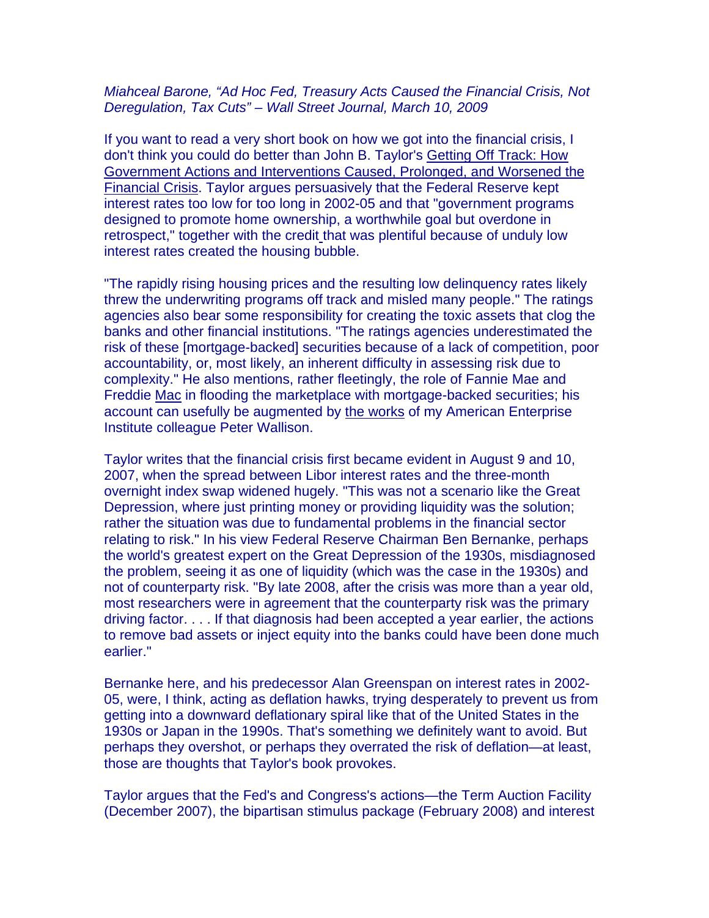*Miahceal Barone, "Ad Hoc Fed, Treasury Acts Caused the Financial Crisis, Not Deregulation, Tax Cuts" – Wall Street Journal, March 10, 2009*

If you want to read a very short book on how we got into the financial crisis, I don't think you could do better than John B. Taylor's Getting Off Track: How Government Actions and Interventions Caused, Prolonged, and Worsened the Financial Crisis. Taylor argues persuasively that the Federal Reserve kept interest rates too low for too long in 2002-05 and that "government programs designed to promote home ownership, a worthwhile goal but overdone in retrospect," together with the credit that was plentiful because of unduly low interest rates created the housing bubble.

"The rapidly rising housing prices and the resulting low delinquency rates likely threw the underwriting programs off track and misled many people." The ratings agencies also bear some responsibility for creating the toxic assets that clog the banks and other financial institutions. "The ratings agencies underestimated the risk of these [mortgage-backed] securities because of a lack of competition, poor accountability, or, most likely, an inherent difficulty in assessing risk due to complexity." He also mentions, rather fleetingly, the role of Fannie Mae and Freddie Mac in flooding the marketplace with mortgage-backed securities; his account can usefully be augmented by the works of my American Enterprise Institute colleague Peter Wallison.

Taylor writes that the financial crisis first became evident in August 9 and 10, 2007, when the spread between Libor interest rates and the three-month overnight index swap widened hugely. "This was not a scenario like the Great Depression, where just printing money or providing liquidity was the solution; rather the situation was due to fundamental problems in the financial sector relating to risk." In his view Federal Reserve Chairman Ben Bernanke, perhaps the world's greatest expert on the Great Depression of the 1930s, misdiagnosed the problem, seeing it as one of liquidity (which was the case in the 1930s) and not of counterparty risk. "By late 2008, after the crisis was more than a year old, most researchers were in agreement that the counterparty risk was the primary driving factor. . . . If that diagnosis had been accepted a year earlier, the actions to remove bad assets or inject equity into the banks could have been done much earlier."

Bernanke here, and his predecessor Alan Greenspan on interest rates in 2002-05, were, I think, acting as deflation hawks, trying desperately to prevent us from getting into a downward deflationary spiral like that of the United States in the 1930s or Japan in the 1990s. That's something we definitely want to avoid. But perhaps they overshot, or perhaps they overrated the risk of deflation—at least, those are thoughts that Taylor's book provokes.

Taylor argues that the Fed's and Congress's actions—the Term Auction Facility (December 2007), the bipartisan stimulus package (February 2008) and interest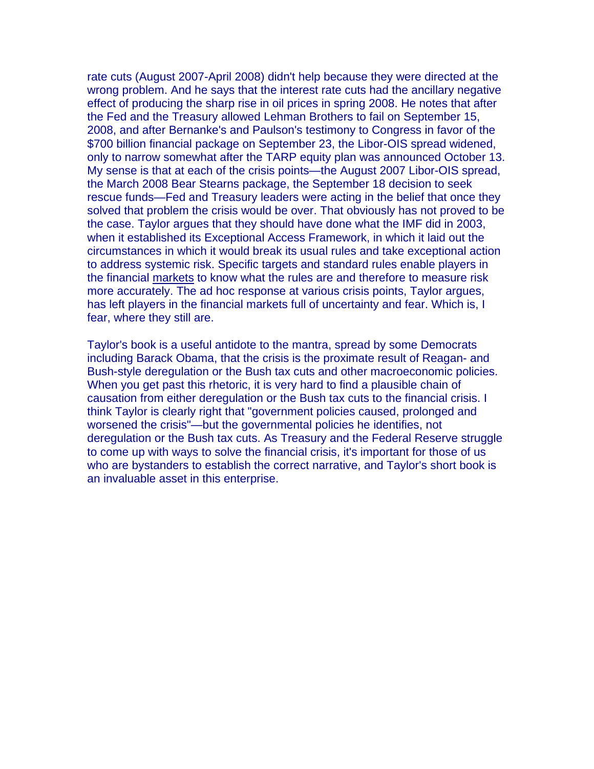rate cuts (August 2007-April 2008) didn't help because they were directed at the wrong problem. And he says that the interest rate cuts had the ancillary negative effect of producing the sharp rise in oil prices in spring 2008. He notes that after the Fed and the Treasury allowed Lehman Brothers to fail on September 15, 2008, and after Bernanke's and Paulson's testimony to Congress in favor of the $700 billion financial package on September 23, the Libor-OIS spread widened, only to narrow somewhat after the TARP equity plan was announced October 13. My sense is that at each of the crisis points—the August 2007 Libor-OIS spread, the March 2008 Bear Stearns package, the September 18 decision to seek rescue funds—Fed and Treasury leaders were acting in the belief that once they solved that problem the crisis would be over. That obviously has not proved to be the case. Taylor argues that they should have done what the IMF did in 2003, when it established its Exceptional Access Framework, in which it laid out the circumstances in which it would break its usual rules and take exceptional action to address systemic risk. Specific targets and standard rules enable players in the financial markets to know what the rules are and therefore to measure risk more accurately. The ad hoc response at various crisis points, Taylor argues, has left players in the financial markets full of uncertainty and fear. Which is, I fear, where they still are.

Taylor's book is a useful antidote to the mantra, spread by some Democrats including Barack Obama, that the crisis is the proximate result of Reagan- and Bush-style deregulation or the Bush tax cuts and other macroeconomic policies. When you get past this rhetoric, it is very hard to find a plausible chain of causation from either deregulation or the Bush tax cuts to the financial crisis. I think Taylor is clearly right that "government policies caused, prolonged and worsened the crisis"—but the governmental policies he identifies, not deregulation or the Bush tax cuts. As Treasury and the Federal Reserve struggle to come up with ways to solve the financial crisis, it's important for those of us who are bystanders to establish the correct narrative, and Taylor's short book is an invaluable asset in this enterprise.